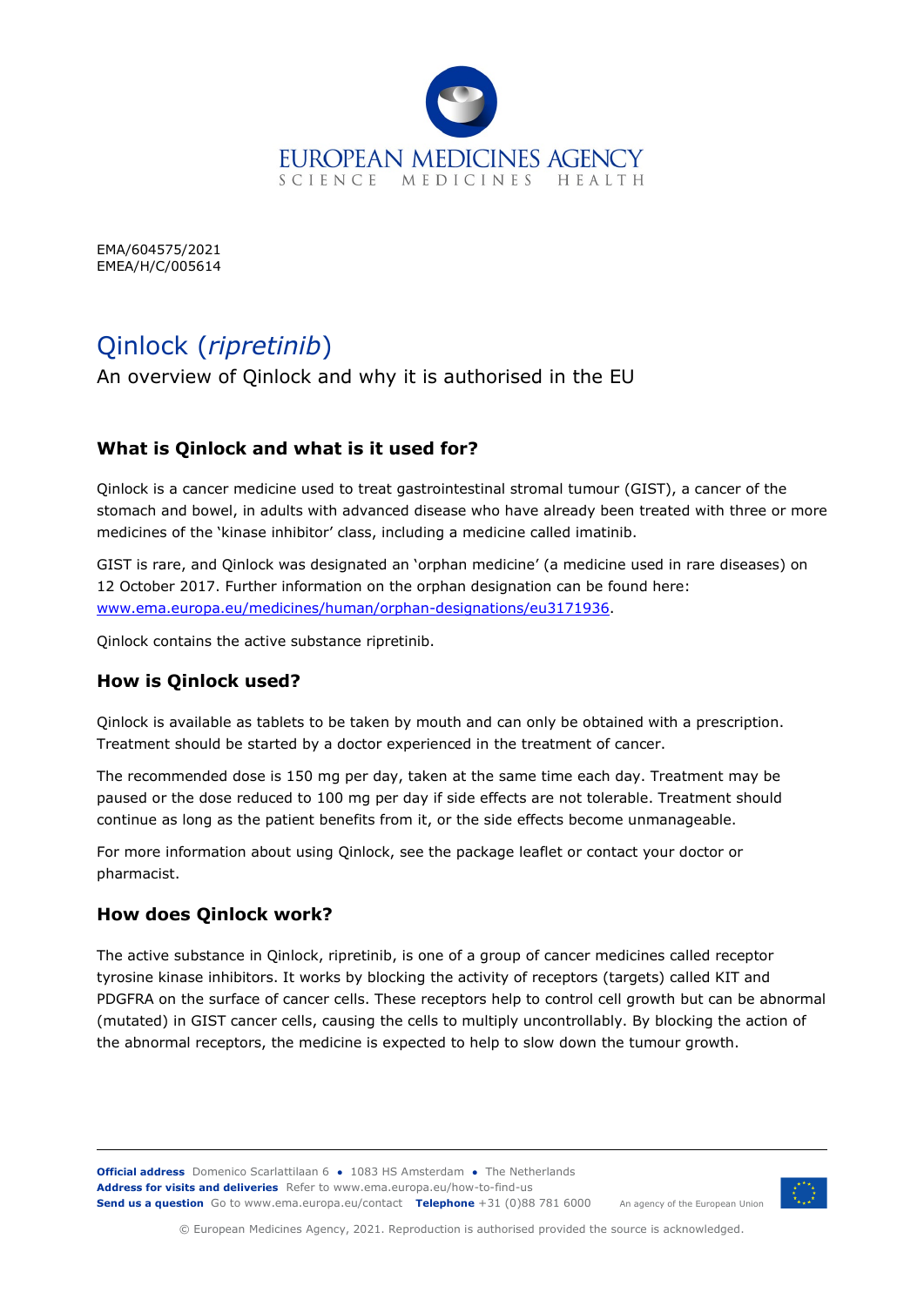EMA/604575/2021
EMEA/H/C/005614

# Qinlock (*ripretinib*)

An overview of Qinlock and why it is authorised in the EU

## What is Qinlock and what is it used for?

Qinlock is a cancer medicine used to treat gastrointestinal stromal tumour (GIST), a cancer of the stomach and bowel, in adults with advanced disease who have already been treated with three or more medicines of the 'kinase inhibitor' class, including a medicine called imatinib.

GIST is rare, and Qinlock was designated an 'orphan medicine' (a medicine used in rare diseases) on 12 October 2017. Further information on the orphan designation can be found here: [www.ema.europa.eu/medicines/human/orphan-designations/eu3171936](www.ema.europa.eu/medicines/human/orphan-designations/eu3171936).

Qinlock contains the active substance ripretinib.

## How is Qinlock used?

Qinlock is available as tablets to be taken by mouth and can only be obtained with a prescription. Treatment should be started by a doctor experienced in the treatment of cancer.

The recommended dose is 150 mg per day, taken at the same time each day. Treatment may be paused or the dose reduced to 100 mg per day if side effects are not tolerable. Treatment should continue as long as the patient benefits from it, or the side effects become unmanageable.

For more information about using Qinlock, see the package leaflet or contact your doctor or pharmacist.

## How does Qinlock work?

The active substance in Qinlock, ripretinib, is one of a group of cancer medicines called receptor tyrosine kinase inhibitors. It works by blocking the activity of receptors (targets) called KIT and PDGFRA on the surface of cancer cells. These receptors help to control cell growth but can be abnormal (mutated) in GIST cancer cells, causing the cells to multiply uncontrollably. By blocking the action of the abnormal receptors, the medicine is expected to help to slow down the tumour growth.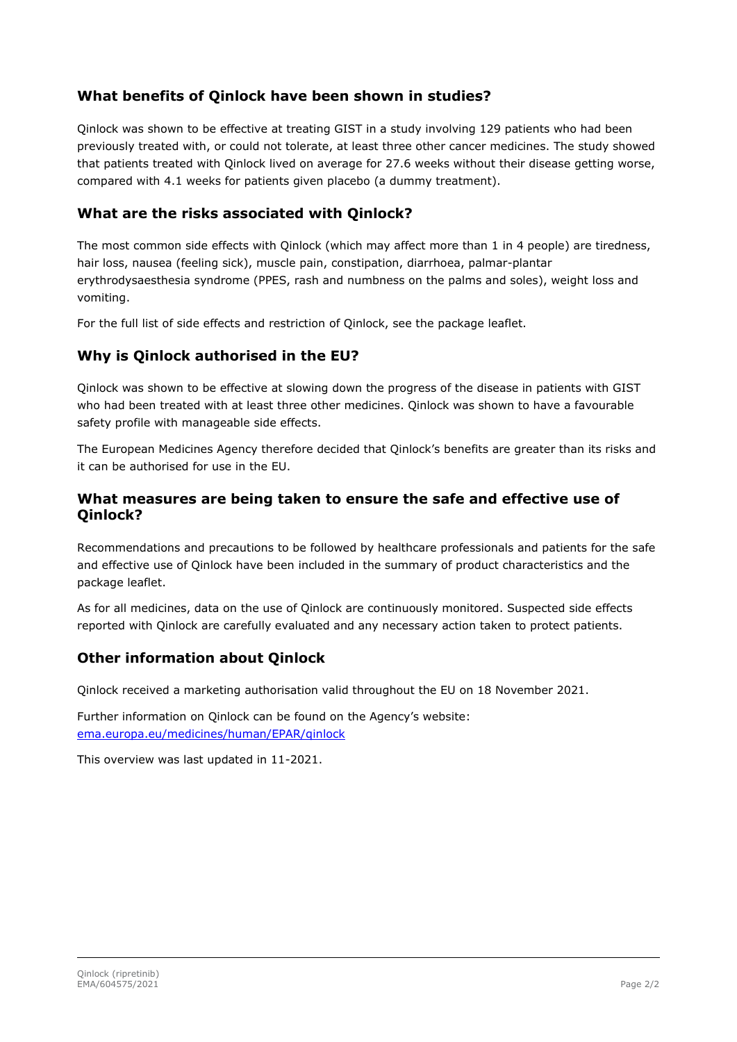## What benefits of Qinlock have been shown in studies?

Qinlock was shown to be effective at treating GIST in a study involving 129 patients who had been previously treated with, or could not tolerate, at least three other cancer medicines. The study showed that patients treated with Qinlock lived on average for 27.6 weeks without their disease getting worse, compared with 4.1 weeks for patients given placebo (a dummy treatment).

## What are the risks associated with Qinlock?

The most common side effects with Qinlock (which may affect more than 1 in 4 people) are tiredness, hair loss, nausea (feeling sick), muscle pain, constipation, diarrhoea, palmar-plantar erythrodysaesthesia syndrome (PPES, rash and numbness on the palms and soles), weight loss and vomiting.

For the full list of side effects and restriction of Qinlock, see the package leaflet.

## Why is Qinlock authorised in the EU?

Qinlock was shown to be effective at slowing down the progress of the disease in patients with GIST who had been treated with at least three other medicines. Qinlock was shown to have a favourable safety profile with manageable side effects.

The European Medicines Agency therefore decided that Qinlock's benefits are greater than its risks and it can be authorised for use in the EU.

## What measures are being taken to ensure the safe and effective use of Qinlock?

Recommendations and precautions to be followed by healthcare professionals and patients for the safe and effective use of Qinlock have been included in the summary of product characteristics and the package leaflet.

As for all medicines, data on the use of Qinlock are continuously monitored. Suspected side effects reported with Qinlock are carefully evaluated and any necessary action taken to protect patients.

## Other information about Qinlock

Qinlock received a marketing authorisation valid throughout the EU on 18 November 2021.

Further information on Qinlock can be found on the Agency's website: [ema.europa.eu/medicines/human/EPAR/qinlock](https://ema.europa.eu/medicines/human/EPAR/qinlock)

This overview was last updated in 11-2021.